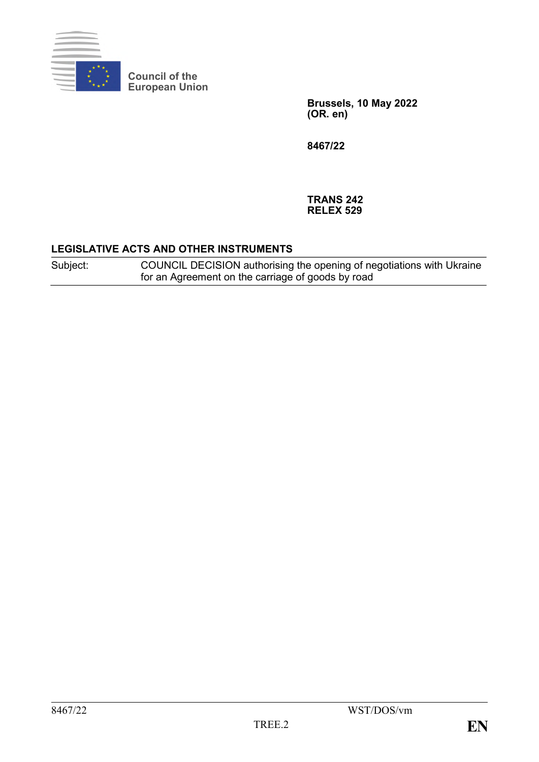Council of the European Union

**Brussels, 10 May 2022**
**(OR. en)**

**8467/22**

**TRANS 242**
**RELEX 529**

## LEGISLATIVE ACTS AND OTHER INSTRUMENTS

| Subject: | COUNCIL DECISION authorising the opening of negotiations with Ukraine for an Agreement on the carriage of goods by road |
|---|---|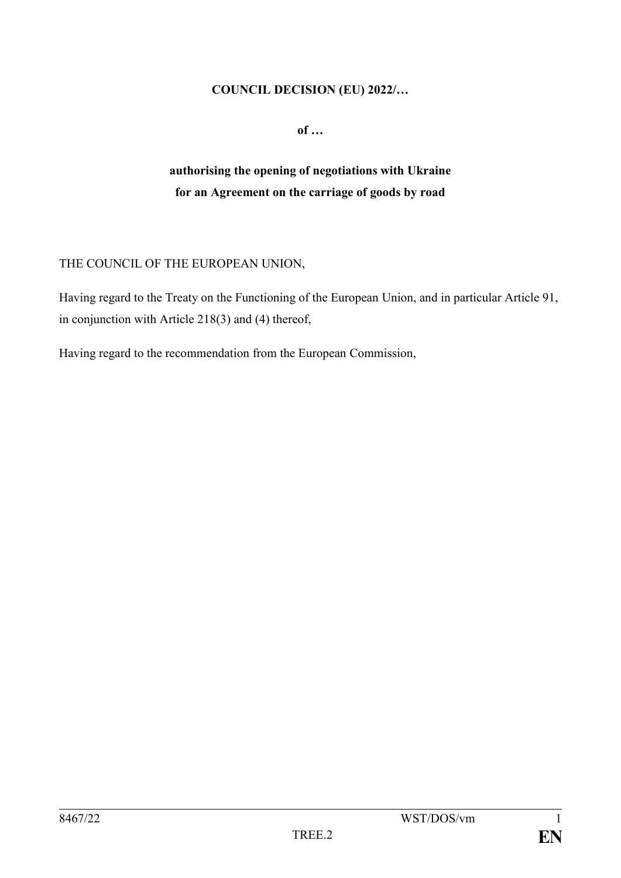**COUNCIL DECISION (EU) 2022/…**

**of …**

**authorising the opening of negotiations with Ukraine for an Agreement on the carriage of goods by road**

THE COUNCIL OF THE EUROPEAN UNION,

Having regard to the Treaty on the Functioning of the European Union, and in particular Article 91, in conjunction with Article 218(3) and (4) thereof,

Having regard to the recommendation from the European Commission,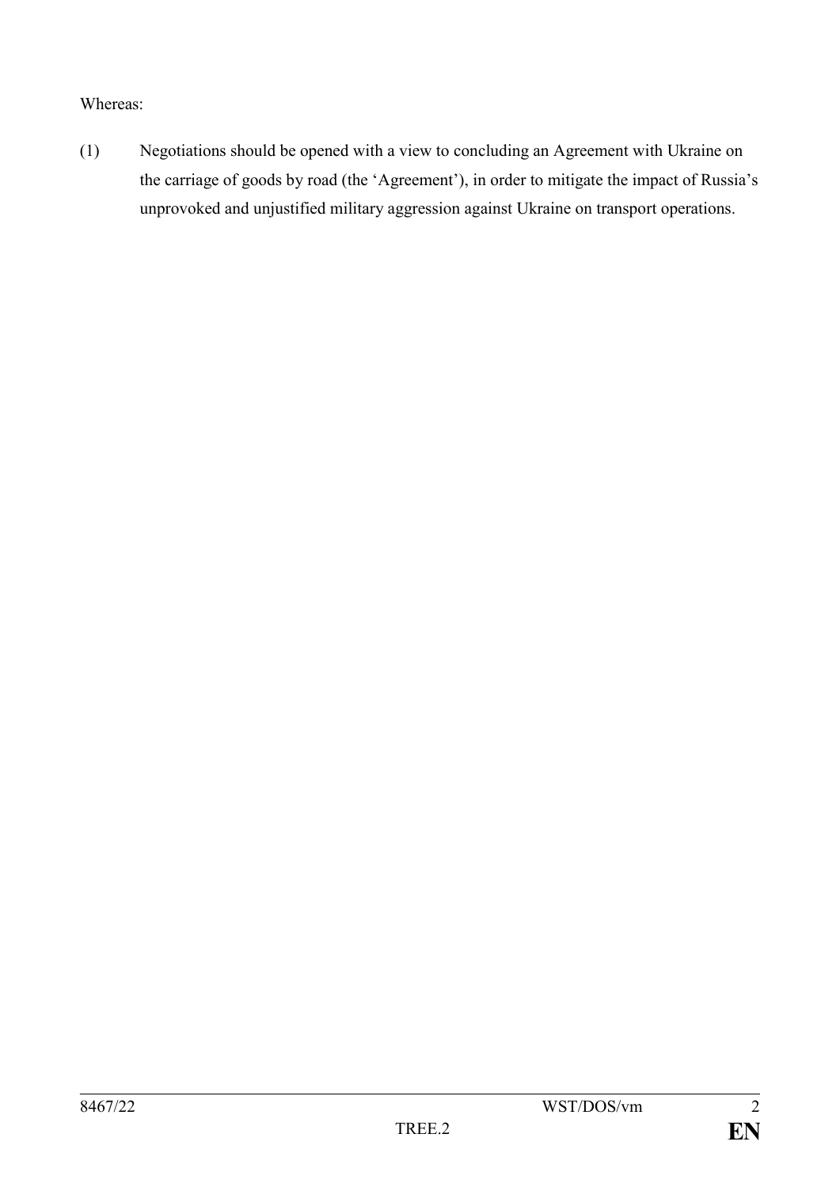Whereas:

(1) Negotiations should be opened with a view to concluding an Agreement with Ukraine on the carriage of goods by road (the 'Agreement'), in order to mitigate the impact of Russia's unprovoked and unjustified military aggression against Ukraine on transport operations.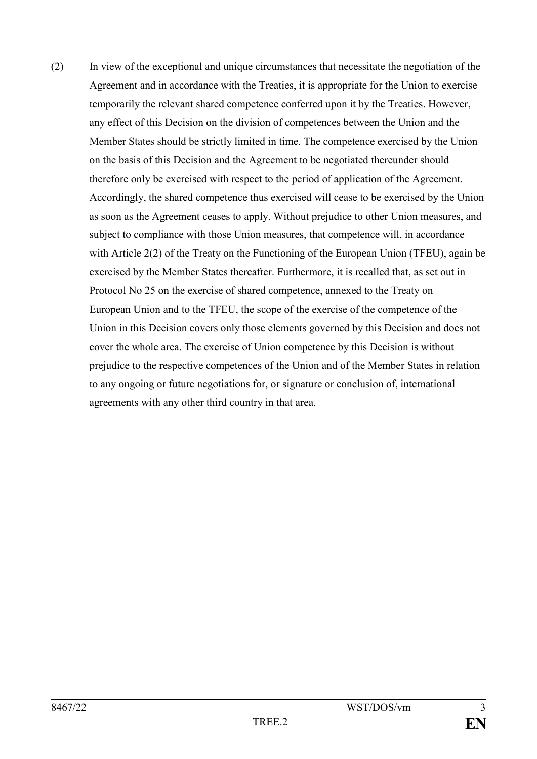(2) In view of the exceptional and unique circumstances that necessitate the negotiation of the Agreement and in accordance with the Treaties, it is appropriate for the Union to exercise temporarily the relevant shared competence conferred upon it by the Treaties. However, any effect of this Decision on the division of competences between the Union and the Member States should be strictly limited in time. The competence exercised by the Union on the basis of this Decision and the Agreement to be negotiated thereunder should therefore only be exercised with respect to the period of application of the Agreement. Accordingly, the shared competence thus exercised will cease to be exercised by the Union as soon as the Agreement ceases to apply. Without prejudice to other Union measures, and subject to compliance with those Union measures, that competence will, in accordance with Article 2(2) of the Treaty on the Functioning of the European Union (TFEU), again be exercised by the Member States thereafter. Furthermore, it is recalled that, as set out in Protocol No 25 on the exercise of shared competence, annexed to the Treaty on European Union and to the TFEU, the scope of the exercise of the competence of the Union in this Decision covers only those elements governed by this Decision and does not cover the whole area. The exercise of Union competence by this Decision is without prejudice to the respective competences of the Union and of the Member States in relation to any ongoing or future negotiations for, or signature or conclusion of, international agreements with any other third country in that area.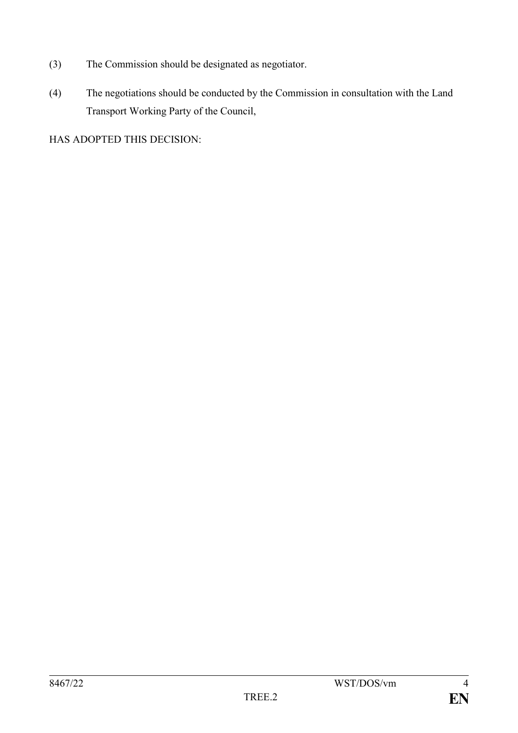(3) The Commission should be designated as negotiator.

(4) The negotiations should be conducted by the Commission in consultation with the Land Transport Working Party of the Council,

HAS ADOPTED THIS DECISION: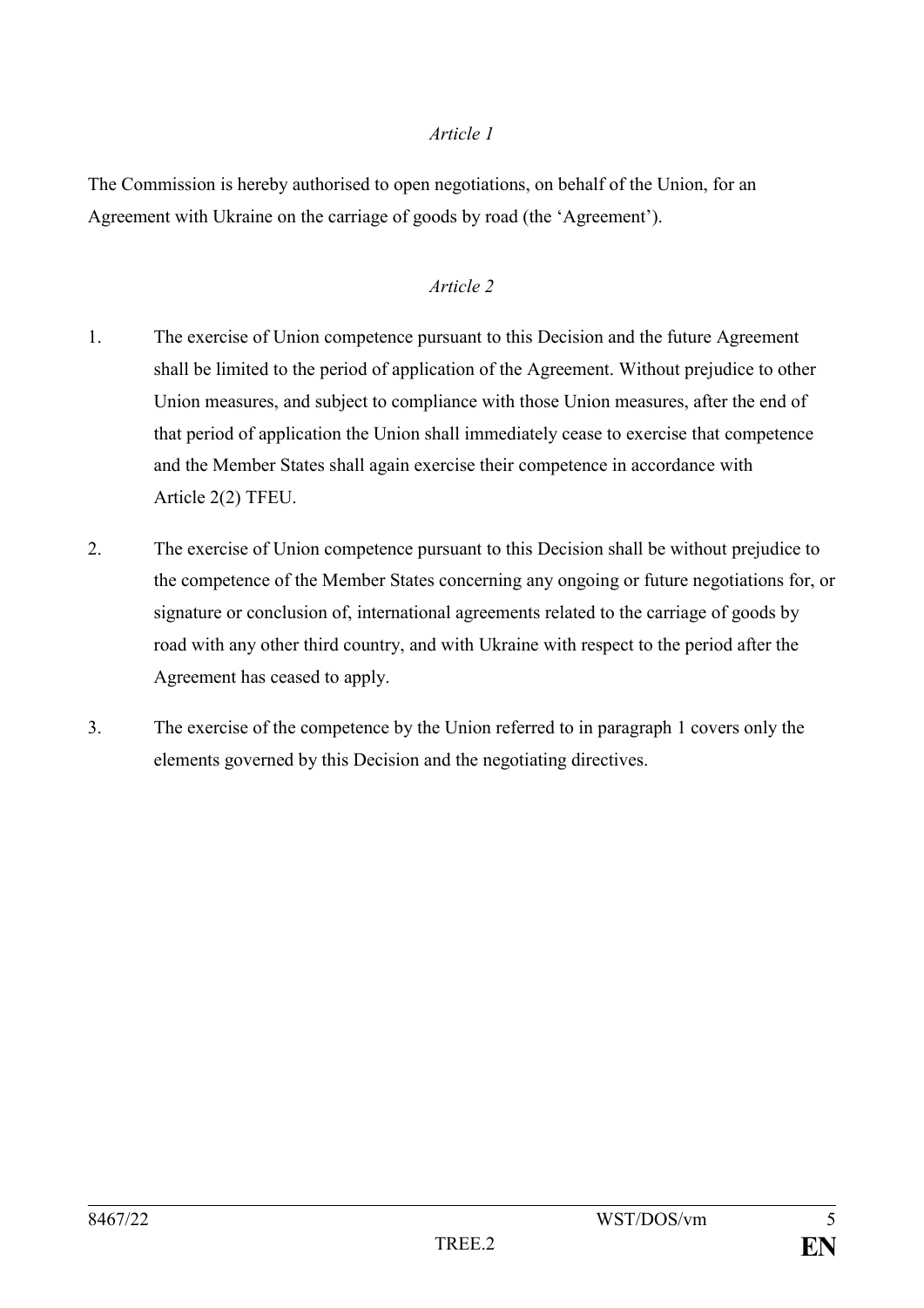*Article 1*

The Commission is hereby authorised to open negotiations, on behalf of the Union, for an Agreement with Ukraine on the carriage of goods by road (the 'Agreement').

*Article 2*

1. The exercise of Union competence pursuant to this Decision and the future Agreement shall be limited to the period of application of the Agreement. Without prejudice to other Union measures, and subject to compliance with those Union measures, after the end of that period of application the Union shall immediately cease to exercise that competence and the Member States shall again exercise their competence in accordance with Article 2(2) TFEU.

2. The exercise of Union competence pursuant to this Decision shall be without prejudice to the competence of the Member States concerning any ongoing or future negotiations for, or signature or conclusion of, international agreements related to the carriage of goods by road with any other third country, and with Ukraine with respect to the period after the Agreement has ceased to apply.

3. The exercise of the competence by the Union referred to in paragraph 1 covers only the elements governed by this Decision and the negotiating directives.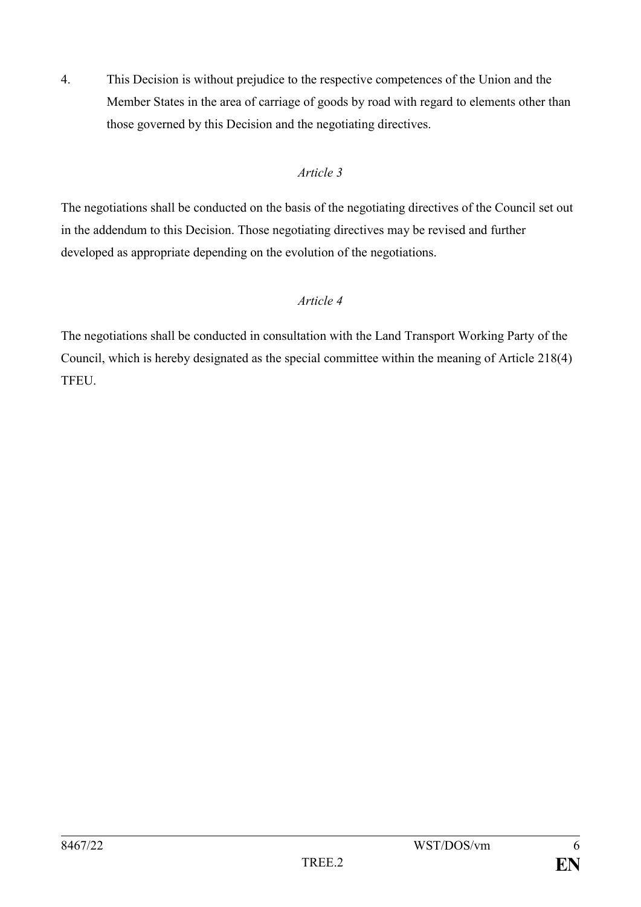4. This Decision is without prejudice to the respective competences of the Union and the Member States in the area of carriage of goods by road with regard to elements other than those governed by this Decision and the negotiating directives.

*Article 3*

The negotiations shall be conducted on the basis of the negotiating directives of the Council set out in the addendum to this Decision. Those negotiating directives may be revised and further developed as appropriate depending on the evolution of the negotiations.

*Article 4*

The negotiations shall be conducted in consultation with the Land Transport Working Party of the Council, which is hereby designated as the special committee within the meaning of Article 218(4) TFEU.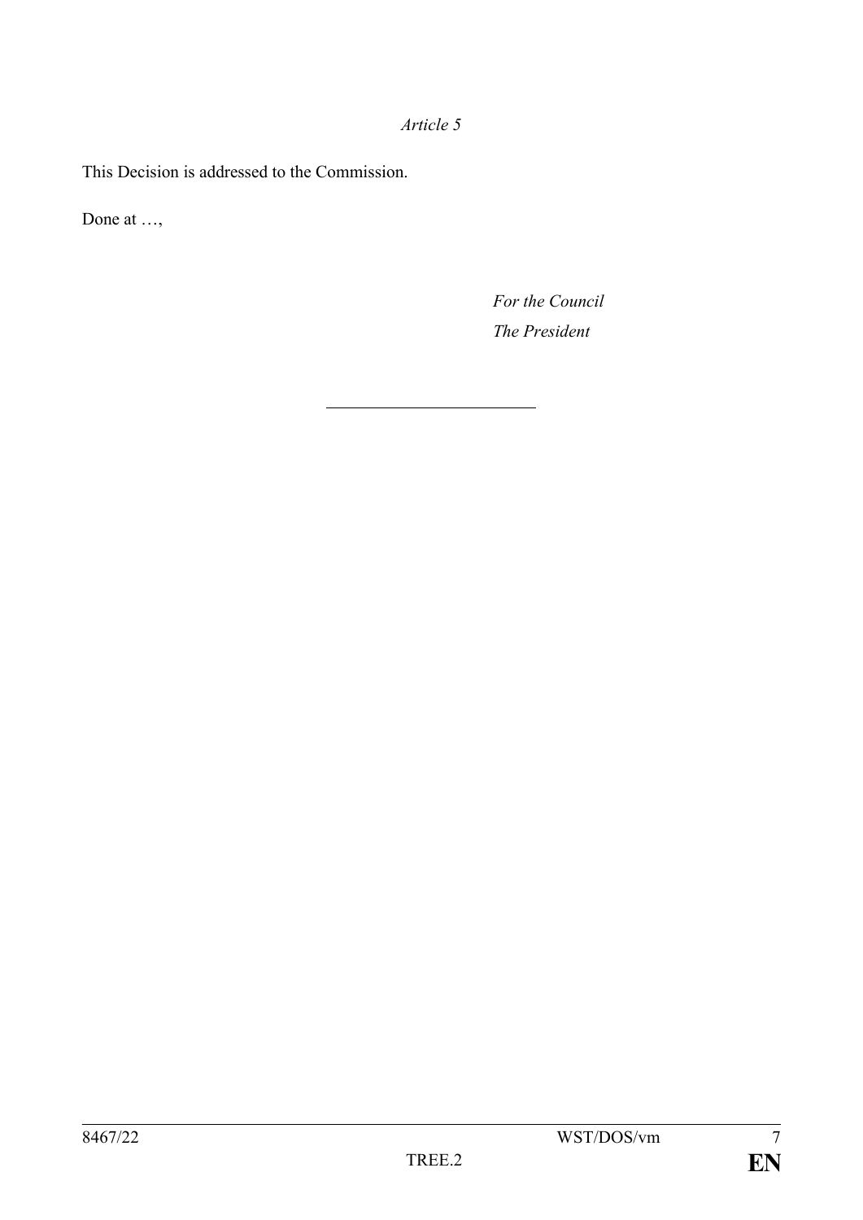*Article 5*

This Decision is addressed to the Commission.

Done at …,

*For the Council*
*The President*